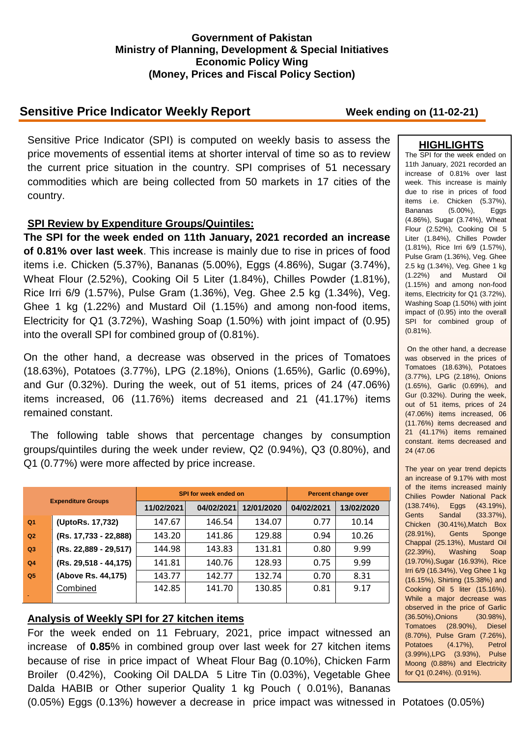**Government of Pakistan**
**Ministry of Planning, Development & Special Initiatives**
**Economic Policy Wing**
**(Money, Prices and Fiscal Policy Section)**

## Sensitive Price Indicator Weekly Report

**Week ending on (11-02-21)**

Sensitive Price Indicator (SPI) is computed on weekly basis to assess the price movements of essential items at shorter interval of time so as to review the current price situation in the country. SPI comprises of 51 necessary commodities which are being collected from 50 markets in 17 cities of the country.

### SPI Review by Expenditure Groups/Quintiles:

**The SPI for the week ended on 11th January, 2021 recorded an increase of 0.81% over last week**. This increase is mainly due to rise in prices of food items i.e. Chicken (5.37%), Bananas (5.00%), Eggs (4.86%), Sugar (3.74%), Wheat Flour (2.52%), Cooking Oil 5 Liter (1.84%), Chilles Powder (1.81%), Rice Irri 6/9 (1.57%), Pulse Gram (1.36%), Veg. Ghee 2.5 kg (1.34%), Veg. Ghee 1 kg (1.22%) and Mustard Oil (1.15%) and among non-food items, Electricity for Q1 (3.72%), Washing Soap (1.50%) with joint impact of (0.95) into the overall SPI for combined group of (0.81%).

On the other hand, a decrease was observed in the prices of Tomatoes (18.63%), Potatoes (3.77%), LPG (2.18%), Onions (1.65%), Garlic (0.69%), and Gur (0.32%). During the week, out of 51 items, prices of 24 (47.06%) items increased, 06 (11.76%) items decreased and 21 (41.17%) items remained constant.

The following table shows that percentage changes by consumption groups/quintiles during the week under review, Q2 (0.94%), Q3 (0.80%), and Q1 (0.77%) were more affected by price increase.

| Expenditure Groups | | SPI for week ended on | | | Percent change over | |
|---|---|---|---|---|---|---|
| | | 11/02/2021 | 04/02/2021 | 12/01/2020 | 04/02/2021 | 13/02/2020 |
| Q1 | (UptoRs. 17,732) | 147.67 | 146.54 | 134.07 | 0.77 | 10.14 |
| Q2 | (Rs. 17,733 - 22,888) | 143.20 | 141.86 | 129.88 | 0.94 | 10.26 |
| Q3 | (Rs. 22,889 - 29,517) | 144.98 | 143.83 | 131.81 | 0.80 | 9.99 |
| Q4 | (Rs. 29,518 - 44,175) | 141.81 | 140.76 | 128.93 | 0.75 | 9.99 |
| Q5 | (Above Rs. 44,175) | 143.77 | 142.77 | 132.74 | 0.70 | 8.31 |
| | Combined | 142.85 | 141.70 | 130.85 | 0.81 | 9.17 |

### Analysis of Weekly SPI for 27 kitchen items

For the week ended on 11 February, 2021, price impact witnessed an increase of **0.85**% in combined group over last week for 27 kitchen items because of rise in price impact of Wheat Flour Bag (0.10%), Chicken Farm Broiler (0.42%), Cooking Oil DALDA 5 Litre Tin (0.03%), Vegetable Ghee Dalda HABIB or Other superior Quality 1 kg Pouch ( 0.01%), Bananas (0.05%) Eggs (0.13%) however a decrease in price impact was witnessed in Potatoes (0.05%)

### HIGHLIGHTS

The SPI for the week ended on 11th January, 2021 recorded an increase of 0.81% over last week. This increase is mainly due to rise in prices of food items i.e. Chicken (5.37%), Bananas (5.00%), Eggs (4.86%), Sugar (3.74%), Wheat Flour (2.52%), Cooking Oil 5 Liter (1.84%), Chilles Powder (1.81%), Rice Irri 6/9 (1.57%), Pulse Gram (1.36%), Veg. Ghee 2.5 kg (1.34%), Veg. Ghee 1 kg (1.22%) and Mustard Oil (1.15%) and among non-food items, Electricity for Q1 (3.72%), Washing Soap (1.50%) with joint impact of (0.95) into the overall SPI for combined group of (0.81%).

On the other hand, a decrease was observed in the prices of Tomatoes (18.63%), Potatoes (3.77%), LPG (2.18%), Onions (1.65%), Garlic (0.69%), and Gur (0.32%). During the week, out of 51 items, prices of 24 (47.06%) items increased, 06 (11.76%) items decreased and 21 (41.17%) items remained constant. items decreased and 24 (47.06

The year on year trend depicts an increase of 9.17% with most of the items increased mainly Chilies Powder National Pack (138.74%), Eggs (43.19%), Gents Sandal (33.37%), Chicken (30.41%),Match Box (28.91%), Gents Sponge Chappal (25.13%), Mustard Oil (22.39%), Washing Soap (19.70%),Sugar (16.93%), Rice Irri 6/9 (16.34%), Veg Ghee 1 kg (16.15%), Shirting (15.38%) and Cooking Oil 5 liter (15.16%). While a major decrease was observed in the price of Garlic (36.50%),Onions (30.98%), Tomatoes (28.90%), Diesel (8.70%), Pulse Gram (7.26%), Potatoes (4.17%), Petrol (3.99%),LPG (3.93%), Pulse Moong (0.88%) and Electricity for Q1 (0.24%). (0.91%).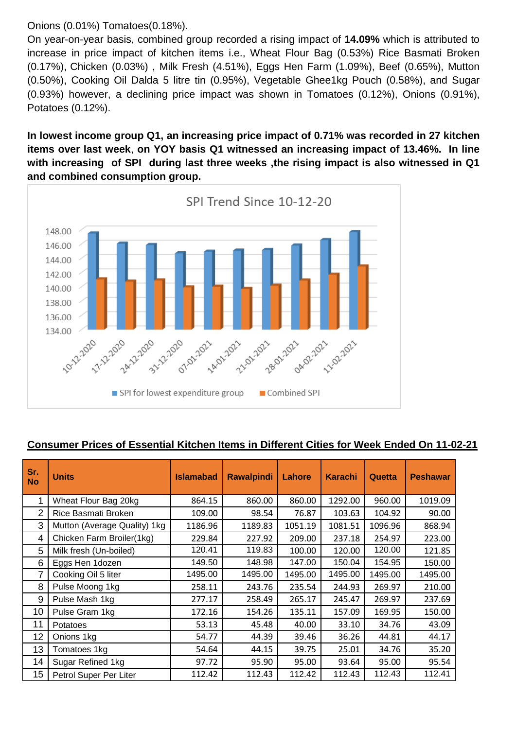Onions (0.01%) Tomatoes(0.18%).

On year-on-year basis, combined group recorded a rising impact of **14.09%** which is attributed to increase in price impact of kitchen items i.e., Wheat Flour Bag (0.53%) Rice Basmati Broken (0.17%), Chicken (0.03%) , Milk Fresh (4.51%), Eggs Hen Farm (1.09%), Beef (0.65%), Mutton (0.50%), Cooking Oil Dalda 5 litre tin (0.95%), Vegetable Ghee1kg Pouch (0.58%), and Sugar (0.93%) however, a declining price impact was shown in Tomatoes (0.12%), Onions (0.91%), Potatoes (0.12%).

**In lowest income group Q1, an increasing price impact of 0.71% was recorded in 27 kitchen items over last week, on YOY basis Q1 witnessed an increasing impact of 13.46%. In line with increasing of SPI during last three weeks ,the rising impact is also witnessed in Q1 and combined consumption group.**

SPI Trend Since 10-12-20

**Consumer Prices of Essential Kitchen Items in Different Cities for Week Ended On 11-02-21**

| Sr. No | Units | Islamabad | Rawalpindi | Lahore | Karachi | Quetta | Peshawar |
|---|---|---|---|---|---|---|---|
| 1 | Wheat Flour Bag 20kg | 864.15 | 860.00 | 860.00 | 1292.00 | 960.00 | 1019.09 |
| 2 | Rice Basmati Broken | 109.00 | 98.54 | 76.87 | 103.63 | 104.92 | 90.00 |
| 3 | Mutton (Average Quality) 1kg | 1186.96 | 1189.83 | 1051.19 | 1081.51 | 1096.96 | 868.94 |
| 4 | Chicken Farm Broiler(1kg) | 229.84 | 227.92 | 209.00 | 237.18 | 254.97 | 223.00 |
| 5 | Milk fresh (Un-boiled) | 120.41 | 119.83 | 100.00 | 120.00 | 120.00 | 121.85 |
| 6 | Eggs Hen 1dozen | 149.50 | 148.98 | 147.00 | 150.04 | 154.95 | 150.00 |
| 7 | Cooking Oil 5 liter | 1495.00 | 1495.00 | 1495.00 | 1495.00 | 1495.00 | 1495.00 |
| 8 | Pulse Moong 1kg | 258.11 | 243.76 | 235.54 | 244.93 | 269.97 | 210.00 |
| 9 | Pulse Mash 1kg | 277.17 | 258.49 | 265.17 | 245.47 | 269.97 | 237.69 |
| 10 | Pulse Gram 1kg | 172.16 | 154.26 | 135.11 | 157.09 | 169.95 | 150.00 |
| 11 | Potatoes | 53.13 | 45.48 | 40.00 | 33.10 | 34.76 | 43.09 |
| 12 | Onions 1kg | 54.77 | 44.39 | 39.46 | 36.26 | 44.81 | 44.17 |
| 13 | Tomatoes 1kg | 54.64 | 44.15 | 39.75 | 25.01 | 34.76 | 35.20 |
| 14 | Sugar Refined 1kg | 97.72 | 95.90 | 95.00 | 93.64 | 95.00 | 95.54 |
| 15 | Petrol Super Per Liter | 112.42 | 112.43 | 112.42 | 112.43 | 112.43 | 112.41 |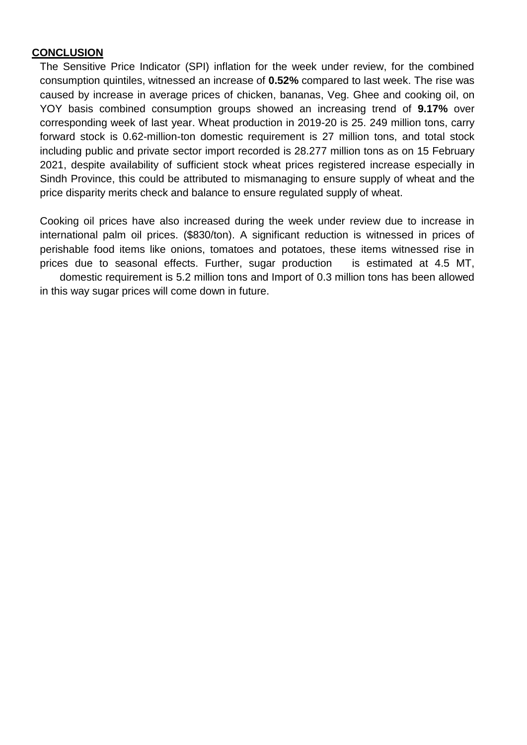**CONCLUSION**

The Sensitive Price Indicator (SPI) inflation for the week under review, for the combined consumption quintiles, witnessed an increase of **0.52%** compared to last week. The rise was caused by increase in average prices of chicken, bananas, Veg. Ghee and cooking oil, on YOY basis combined consumption groups showed an increasing trend of **9.17%** over corresponding week of last year. Wheat production in 2019-20 is 25. 249 million tons, carry forward stock is 0.62-million-ton domestic requirement is 27 million tons, and total stock including public and private sector import recorded is 28.277 million tons as on 15 February 2021, despite availability of sufficient stock wheat prices registered increase especially in Sindh Province, this could be attributed to mismanaging to ensure supply of wheat and the price disparity merits check and balance to ensure regulated supply of wheat.

Cooking oil prices have also increased during the week under review due to increase in international palm oil prices. ($830/ton). A significant reduction is witnessed in prices of perishable food items like onions, tomatoes and potatoes, these items witnessed rise in prices due to seasonal effects. Further, sugar production is estimated at 4.5 MT, domestic requirement is 5.2 million tons and Import of 0.3 million tons has been allowed in this way sugar prices will come down in future.